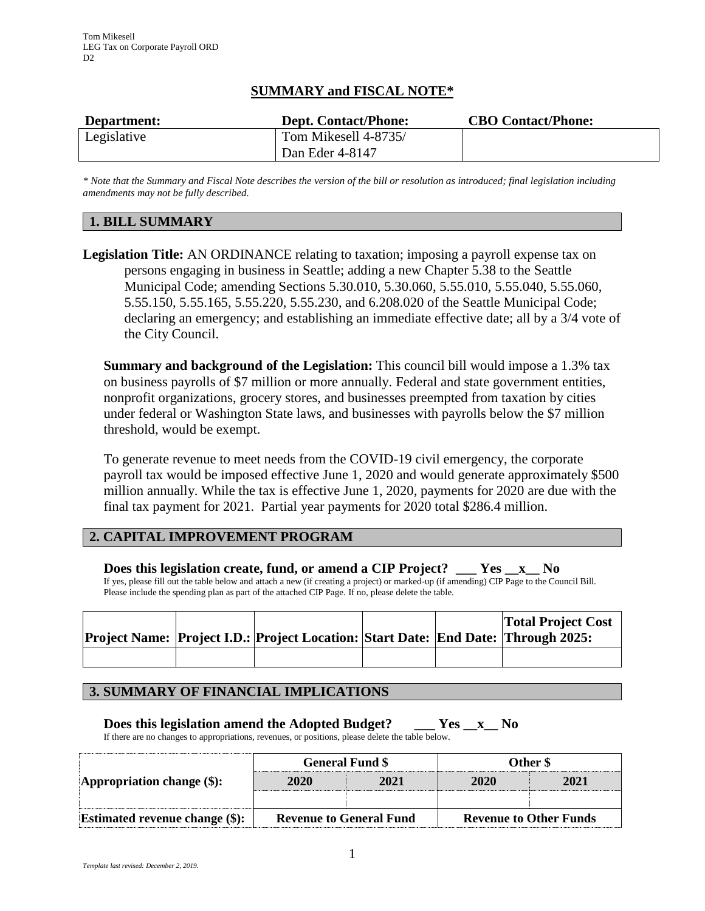Tom Mikesell
LEG Tax on Corporate Payroll ORD
D2

## SUMMARY and FISCAL NOTE*

| Department: | Dept. Contact/Phone: | CBO Contact/Phone: |
|---|---|---|
| Legislative | Tom Mikesell 4-8735/ Dan Eder 4-8147 | |

*\* Note that the Summary and Fiscal Note describes the version of the bill or resolution as introduced; final legislation including amendments may not be fully described.*

## 1. BILL SUMMARY

**Legislation Title:** AN ORDINANCE relating to taxation; imposing a payroll expense tax on persons engaging in business in Seattle; adding a new Chapter 5.38 to the Seattle Municipal Code; amending Sections 5.30.010, 5.30.060, 5.55.010, 5.55.040, 5.55.060, 5.55.150, 5.55.165, 5.55.220, 5.55.230, and 6.208.020 of the Seattle Municipal Code; declaring an emergency; and establishing an immediate effective date; all by a 3/4 vote of the City Council.

**Summary and background of the Legislation:** This council bill would impose a 1.3% tax on business payrolls of $7 million or more annually. Federal and state government entities, nonprofit organizations, grocery stores, and businesses preempted from taxation by cities under federal or Washington State laws, and businesses with payrolls below the $7 million threshold, would be exempt.

To generate revenue to meet needs from the COVID-19 civil emergency, the corporate payroll tax would be imposed effective June 1, 2020 and would generate approximately $500 million annually. While the tax is effective June 1, 2020, payments for 2020 are due with the final tax payment for 2021. Partial year payments for 2020 total $286.4 million.

## 2. CAPITAL IMPROVEMENT PROGRAM

**Does this legislation create, fund, or amend a CIP Project? \_\_\_ Yes \_\_x\_\_ No**

If yes, please fill out the table below and attach a new (if creating a project) or marked-up (if amending) CIP Page to the Council Bill. Please include the spending plan as part of the attached CIP Page. If no, please delete the table.

| Project Name: | Project I.D.: | Project Location: | Start Date: | End Date: | Total Project Cost Through 2025: |
|---|---|---|---|---|---|
| | | | | | |

## 3. SUMMARY OF FINANCIAL IMPLICATIONS

**Does this legislation amend the Adopted Budget? \_\_\_ Yes \_\_x\_\_ No**

If there are no changes to appropriations, revenues, or positions, please delete the table below.

| | General Fund $ | | Other $ | |
|---|---|---|---|---|
| **Appropriation change ($):** | **2020** | **2021** | **2020** | **2021** |
| | | | | |
| **Estimated revenue change ($):** | **Revenue to General Fund** | | **Revenue to Other Funds** | |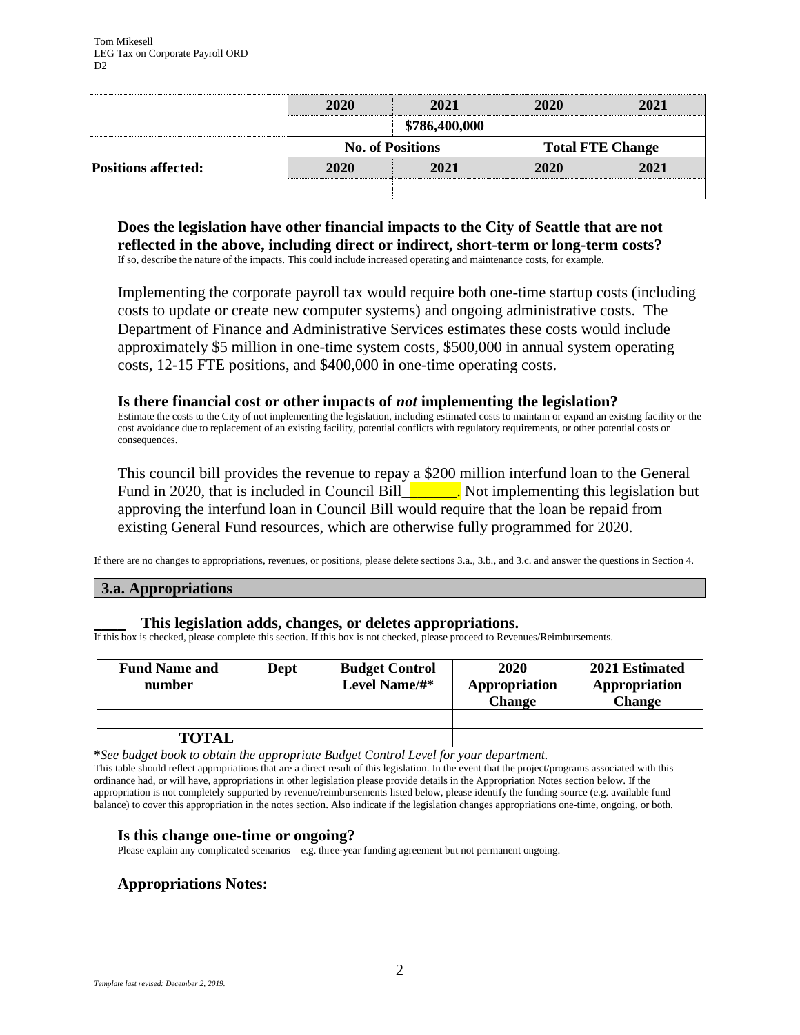| | 2020 | 2021 | 2020 | 2021 |
|---|---|---|---|---|
| | | $786,400,000 | | |
| | No. of Positions | | Total FTE Change | |
| **Positions affected:** | 2020 | 2021 | 2020 | 2021 |
| | | | | |

### Does the legislation have other financial impacts to the City of Seattle that are not reflected in the above, including direct or indirect, short-term or long-term costs?

If so, describe the nature of the impacts. This could include increased operating and maintenance costs, for example.

Implementing the corporate payroll tax would require both one-time startup costs (including costs to update or create new computer systems) and ongoing administrative costs. The Department of Finance and Administrative Services estimates these costs would include approximately $5 million in one-time system costs, $500,000 in annual system operating costs, 12-15 FTE positions, and $400,000 in one-time operating costs.

### Is there financial cost or other impacts of *not* implementing the legislation?

Estimate the costs to the City of not implementing the legislation, including estimated costs to maintain or expand an existing facility or the cost avoidance due to replacement of an existing facility, potential conflicts with regulatory requirements, or other potential costs or consequences.

This council bill provides the revenue to repay a $200 million interfund loan to the General Fund in 2020, that is included in Council Bill______. Not implementing this legislation but approving the interfund loan in Council Bill would require that the loan be repaid from existing General Fund resources, which are otherwise fully programmed for 2020.

If there are no changes to appropriations, revenues, or positions, please delete sections 3.a., 3.b., and 3.c. and answer the questions in Section 4.

## 3.a. Appropriations

**____ This legislation adds, changes, or deletes appropriations.**

If this box is checked, please complete this section. If this box is not checked, please proceed to Revenues/Reimbursements.

| Fund Name and number | Dept | Budget Control Level Name/#* | 2020 Appropriation Change | 2021 Estimated Appropriation Change |
|---|---|---|---|---|
| | | | | |
| **TOTAL** | | | | |

**\****See budget book to obtain the appropriate Budget Control Level for your department.*

This table should reflect appropriations that are a direct result of this legislation. In the event that the project/programs associated with this ordinance had, or will have, appropriations in other legislation please provide details in the Appropriation Notes section below. If the appropriation is not completely supported by revenue/reimbursements listed below, please identify the funding source (e.g. available fund balance) to cover this appropriation in the notes section. Also indicate if the legislation changes appropriations one-time, ongoing, or both.

### Is this change one-time or ongoing?

Please explain any complicated scenarios – e.g. three-year funding agreement but not permanent ongoing.

### Appropriations Notes: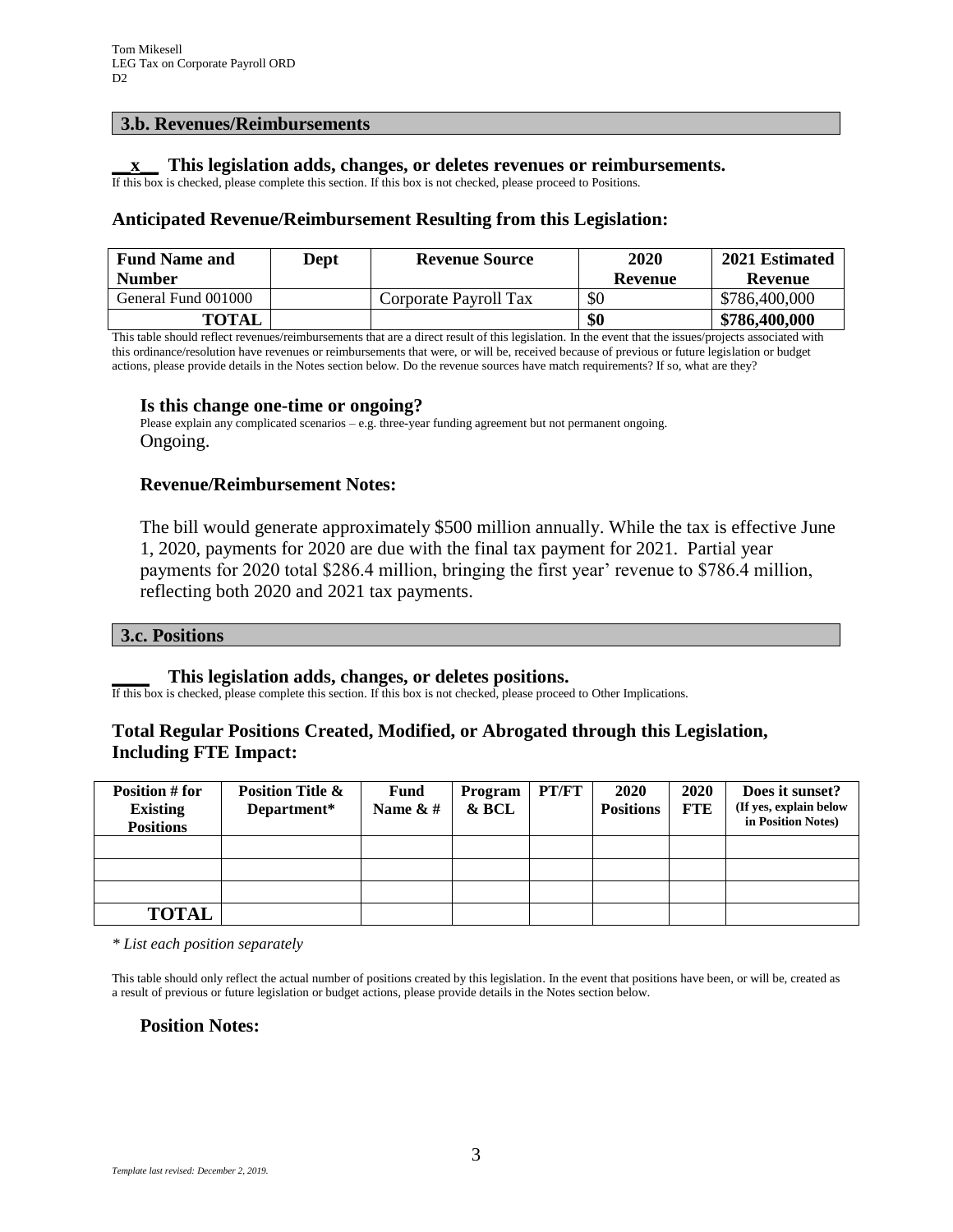### 3.b. Revenues/Reimbursements

**__x__ This legislation adds, changes, or deletes revenues or reimbursements.**

If this box is checked, please complete this section. If this box is not checked, please proceed to Positions.

### Anticipated Revenue/Reimbursement Resulting from this Legislation:

| Fund Name and Number | Dept | Revenue Source | 2020 Revenue | 2021 Estimated Revenue |
|---|---|---|---|---|
| General Fund 001000 | | Corporate Payroll Tax | $0 | $786,400,000 |
| **TOTAL** | | | **$0** | **$786,400,000** |

This table should reflect revenues/reimbursements that are a direct result of this legislation. In the event that the issues/projects associated with this ordinance/resolution have revenues or reimbursements that were, or will be, received because of previous or future legislation or budget actions, please provide details in the Notes section below. Do the revenue sources have match requirements? If so, what are they?

**Is this change one-time or ongoing?**

Please explain any complicated scenarios – e.g. three-year funding agreement but not permanent ongoing.

Ongoing.

**Revenue/Reimbursement Notes:**

The bill would generate approximately $500 million annually. While the tax is effective June 1, 2020, payments for 2020 are due with the final tax payment for 2021. Partial year payments for 2020 total $286.4 million, bringing the first year' revenue to $786.4 million, reflecting both 2020 and 2021 tax payments.

### 3.c. Positions

**____ This legislation adds, changes, or deletes positions.**

If this box is checked, please complete this section. If this box is not checked, please proceed to Other Implications.

### Total Regular Positions Created, Modified, or Abrogated through this Legislation, Including FTE Impact:

| Position # for Existing Positions | Position Title & Department* | Fund Name & # | Program & BCL | PT/FT | 2020 Positions | 2020 FTE | Does it sunset? (If yes, explain below in Position Notes) |
|---|---|---|---|---|---|---|---|
| | | | | | | | |
| | | | | | | | |
| | | | | | | | |
| **TOTAL** | | | | | | | |

*\* List each position separately*

This table should only reflect the actual number of positions created by this legislation. In the event that positions have been, or will be, created as a result of previous or future legislation or budget actions, please provide details in the Notes section below.

**Position Notes:**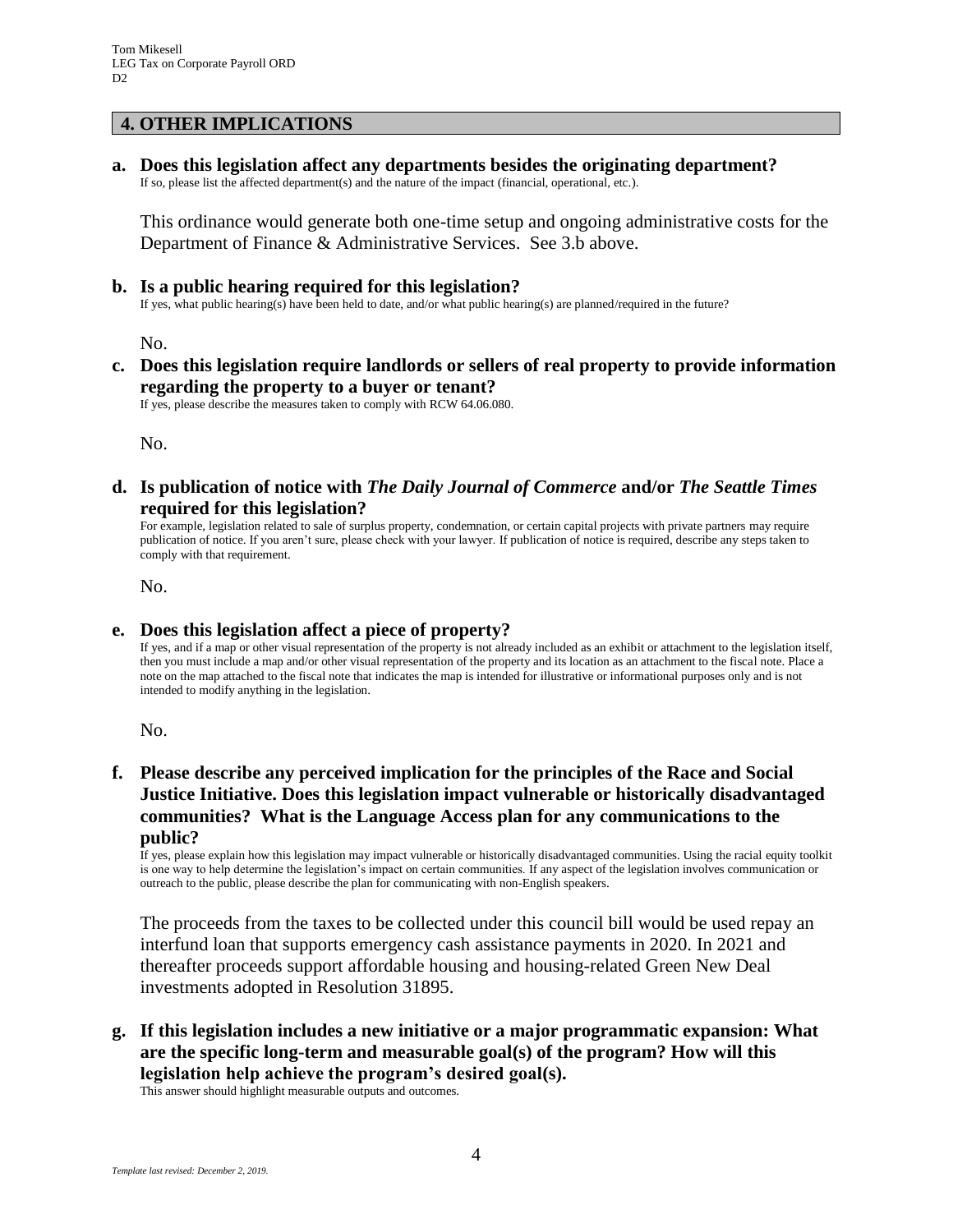## 4. OTHER IMPLICATIONS

**a. Does this legislation affect any departments besides the originating department?**
If so, please list the affected department(s) and the nature of the impact (financial, operational, etc.).

This ordinance would generate both one-time setup and ongoing administrative costs for the Department of Finance & Administrative Services. See 3.b above.

**b. Is a public hearing required for this legislation?**
If yes, what public hearing(s) have been held to date, and/or what public hearing(s) are planned/required in the future?

No.

**c. Does this legislation require landlords or sellers of real property to provide information regarding the property to a buyer or tenant?**
If yes, please describe the measures taken to comply with RCW 64.06.080.

No.

**d. Is publication of notice with *The Daily Journal of Commerce* and/or *The Seattle Times* required for this legislation?**
For example, legislation related to sale of surplus property, condemnation, or certain capital projects with private partners may require publication of notice. If you aren't sure, please check with your lawyer. If publication of notice is required, describe any steps taken to comply with that requirement.

No.

**e. Does this legislation affect a piece of property?**
If yes, and if a map or other visual representation of the property is not already included as an exhibit or attachment to the legislation itself, then you must include a map and/or other visual representation of the property and its location as an attachment to the fiscal note. Place a note on the map attached to the fiscal note that indicates the map is intended for illustrative or informational purposes only and is not intended to modify anything in the legislation.

No.

**f. Please describe any perceived implication for the principles of the Race and Social Justice Initiative. Does this legislation impact vulnerable or historically disadvantaged communities? What is the Language Access plan for any communications to the public?**
If yes, please explain how this legislation may impact vulnerable or historically disadvantaged communities. Using the racial equity toolkit is one way to help determine the legislation's impact on certain communities. If any aspect of the legislation involves communication or outreach to the public, please describe the plan for communicating with non-English speakers.

The proceeds from the taxes to be collected under this council bill would be used repay an interfund loan that supports emergency cash assistance payments in 2020. In 2021 and thereafter proceeds support affordable housing and housing-related Green New Deal investments adopted in Resolution 31895.

**g. If this legislation includes a new initiative or a major programmatic expansion: What are the specific long-term and measurable goal(s) of the program? How will this legislation help achieve the program's desired goal(s).**
This answer should highlight measurable outputs and outcomes.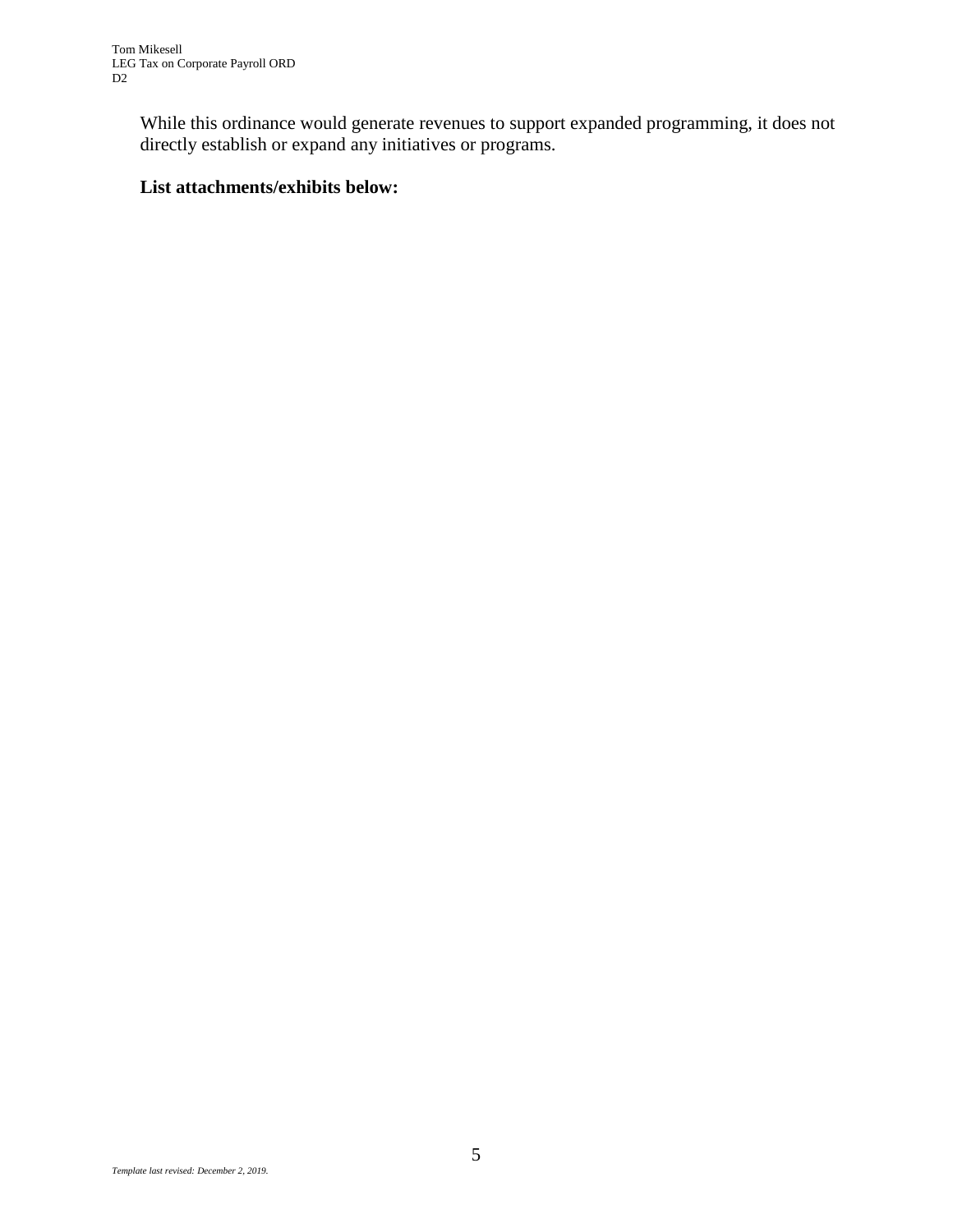While this ordinance would generate revenues to support expanded programming, it does not directly establish or expand any initiatives or programs.

**List attachments/exhibits below:**